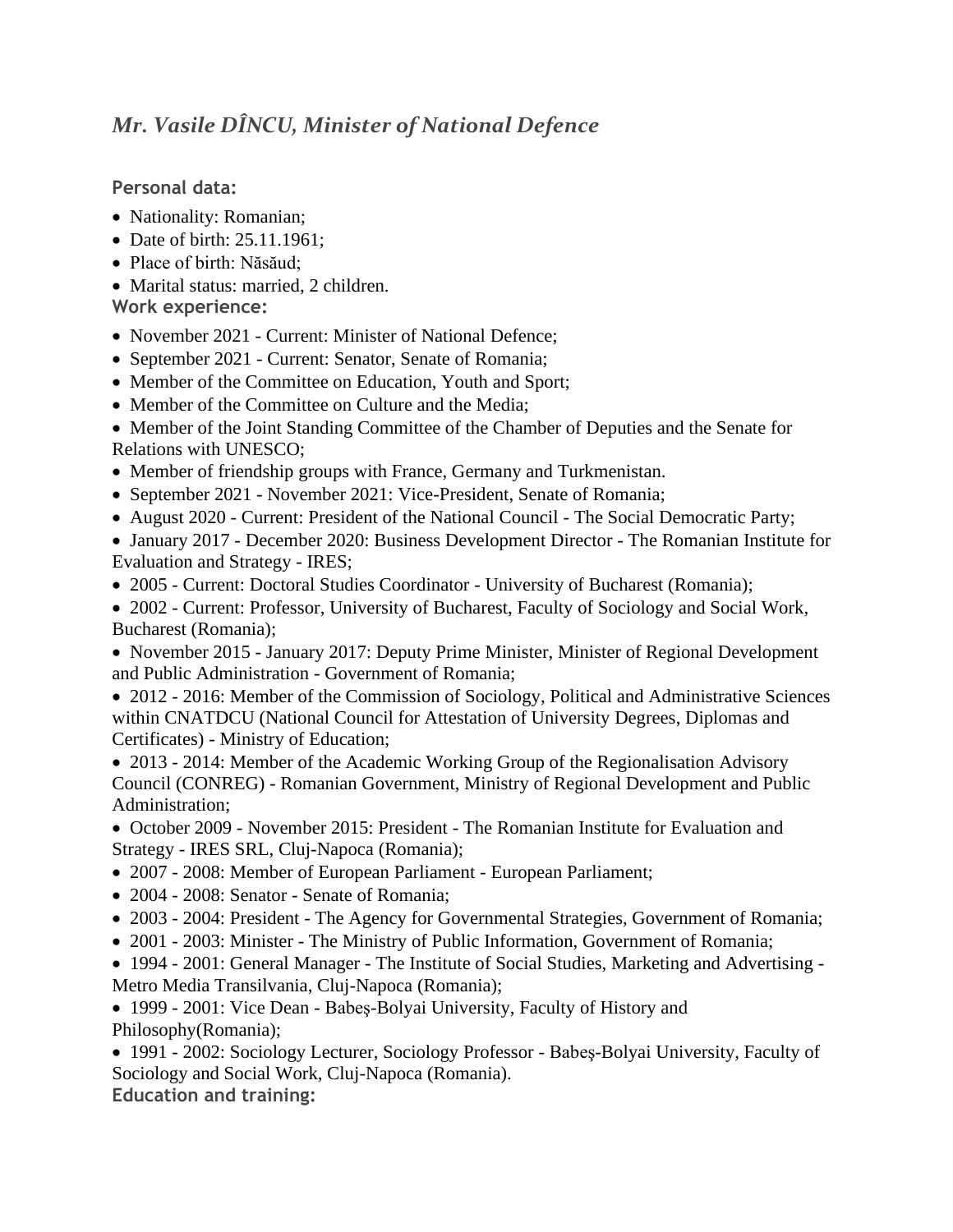# *Mr. Vasile DÎNCU, Minister of National Defence*

**Personal data:**

- Nationality: Romanian;
- Date of birth: 25.11.1961;
- Place of birth: Năsăud;
- Marital status: married, 2 children.

**Work experience:**

- November 2021 - Current: Minister of National Defence;
- September 2021 - Current: Senator, Senate of Romania;
- Member of the Committee on Education, Youth and Sport;
- Member of the Committee on Culture and the Media;
- Member of the Joint Standing Committee of the Chamber of Deputies and the Senate for Relations with UNESCO;
- Member of friendship groups with France, Germany and Turkmenistan.
- September 2021 - November 2021: Vice-President, Senate of Romania;
- August 2020 - Current: President of the National Council - The Social Democratic Party;
- January 2017 - December 2020: Business Development Director - The Romanian Institute for Evaluation and Strategy - IRES;
- 2005 - Current: Doctoral Studies Coordinator - University of Bucharest (Romania);
- 2002 - Current: Professor, University of Bucharest, Faculty of Sociology and Social Work, Bucharest (Romania);
- November 2015 - January 2017: Deputy Prime Minister, Minister of Regional Development and Public Administration - Government of Romania;
- 2012 - 2016: Member of the Commission of Sociology, Political and Administrative Sciences within CNATDCU (National Council for Attestation of University Degrees, Diplomas and Certificates) - Ministry of Education;
- 2013 - 2014: Member of the Academic Working Group of the Regionalisation Advisory Council (CONREG) - Romanian Government, Ministry of Regional Development and Public Administration;
- October 2009 - November 2015: President - The Romanian Institute for Evaluation and Strategy - IRES SRL, Cluj-Napoca (Romania);
- 2007 - 2008: Member of European Parliament - European Parliament;
- 2004 - 2008: Senator - Senate of Romania;
- 2003 - 2004: President - The Agency for Governmental Strategies, Government of Romania;
- 2001 - 2003: Minister - The Ministry of Public Information, Government of Romania;
- 1994 - 2001: General Manager - The Institute of Social Studies, Marketing and Advertising - Metro Media Transilvania, Cluj-Napoca (Romania);
- 1999 - 2001: Vice Dean - Babeş-Bolyai University, Faculty of History and Philosophy(Romania);
- 1991 - 2002: Sociology Lecturer, Sociology Professor - Babeş-Bolyai University, Faculty of Sociology and Social Work, Cluj-Napoca (Romania).

**Education and training:**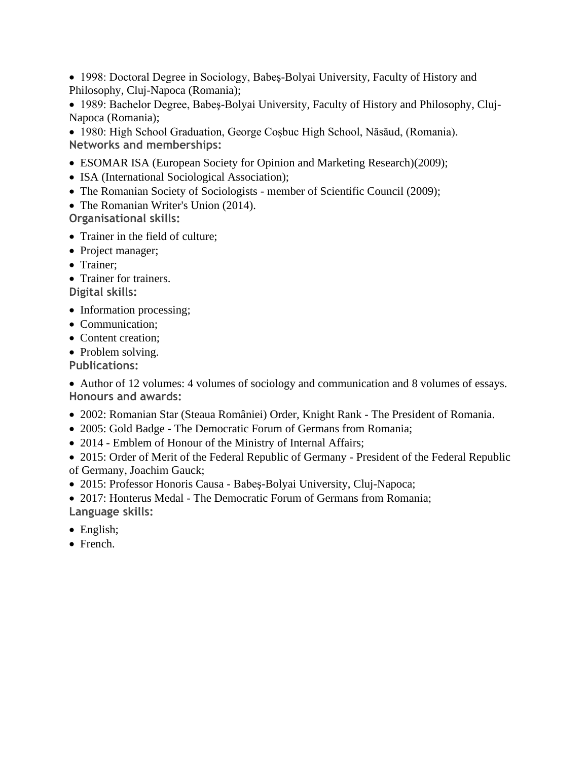- 1998: Doctoral Degree in Sociology, Babeş-Bolyai University, Faculty of History and Philosophy, Cluj-Napoca (Romania);
- 1989: Bachelor Degree, Babeş-Bolyai University, Faculty of History and Philosophy, Cluj-Napoca (Romania);
- 1980: High School Graduation, George Coşbuc High School, Năsăud, (Romania).

**Networks and memberships:**

- ESOMAR ISA (European Society for Opinion and Marketing Research)(2009);
- ISA (International Sociological Association);
- The Romanian Society of Sociologists - member of Scientific Council (2009);
- The Romanian Writer's Union (2014).

**Organisational skills:**

- Trainer in the field of culture;
- Project manager;
- Trainer;
- Trainer for trainers.

**Digital skills:**

- Information processing;
- Communication;
- Content creation;
- Problem solving.

**Publications:**

- Author of 12 volumes: 4 volumes of sociology and communication and 8 volumes of essays.

**Honours and awards:**

- 2002: Romanian Star (Steaua României) Order, Knight Rank - The President of Romania.
- 2005: Gold Badge - The Democratic Forum of Germans from Romania;
- 2014 - Emblem of Honour of the Ministry of Internal Affairs;
- 2015: Order of Merit of the Federal Republic of Germany - President of the Federal Republic of Germany, Joachim Gauck;
- 2015: Professor Honoris Causa - Babeş-Bolyai University, Cluj-Napoca;
- 2017: Honterus Medal - The Democratic Forum of Germans from Romania;

**Language skills:**

- English;
- French.